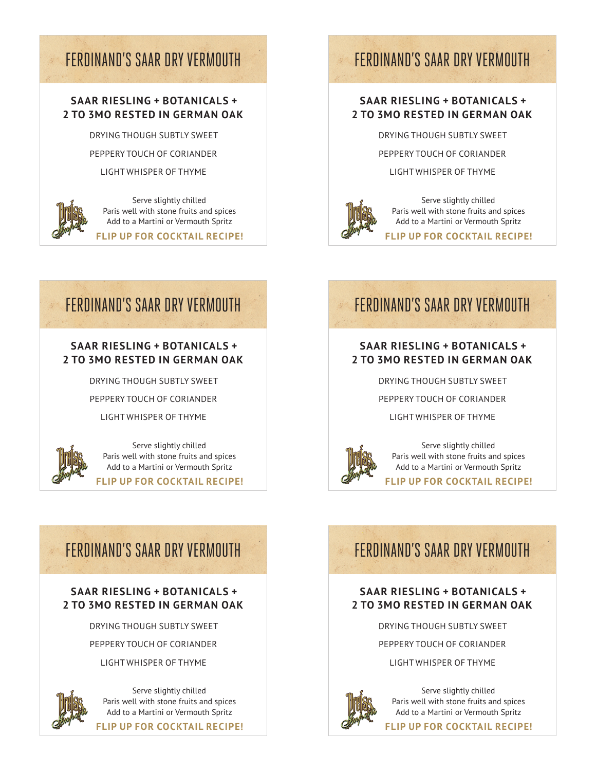# FERDINAND'S SAAR DRY VERMOUTH

**SAAR RIESLING + BOTANICALS + 2 TO 3MO RESTED IN GERMAN OAK**

DRYING THOUGH SUBTLY SWEET

PEPPERY TOUCH OF CORIANDER

LIGHT WHISPER OF THYME

Serve slightly chilled
Paris well with stone fruits and spices
Add to a Martini or Vermouth Spritz

**FLIP UP FOR COCKTAIL RECIPE!**

# FERDINAND'S SAAR DRY VERMOUTH

**SAAR RIESLING + BOTANICALS + 2 TO 3MO RESTED IN GERMAN OAK**

DRYING THOUGH SUBTLY SWEET

PEPPERY TOUCH OF CORIANDER

LIGHT WHISPER OF THYME

Serve slightly chilled
Paris well with stone fruits and spices
Add to a Martini or Vermouth Spritz

**FLIP UP FOR COCKTAIL RECIPE!**

# FERDINAND'S SAAR DRY VERMOUTH

**SAAR RIESLING + BOTANICALS + 2 TO 3MO RESTED IN GERMAN OAK**

DRYING THOUGH SUBTLY SWEET

PEPPERY TOUCH OF CORIANDER

LIGHT WHISPER OF THYME

Serve slightly chilled
Paris well with stone fruits and spices
Add to a Martini or Vermouth Spritz

**FLIP UP FOR COCKTAIL RECIPE!**

# FERDINAND'S SAAR DRY VERMOUTH

**SAAR RIESLING + BOTANICALS + 2 TO 3MO RESTED IN GERMAN OAK**

DRYING THOUGH SUBTLY SWEET

PEPPERY TOUCH OF CORIANDER

LIGHT WHISPER OF THYME

Serve slightly chilled
Paris well with stone fruits and spices
Add to a Martini or Vermouth Spritz

**FLIP UP FOR COCKTAIL RECIPE!**

# FERDINAND'S SAAR DRY VERMOUTH

**SAAR RIESLING + BOTANICALS + 2 TO 3MO RESTED IN GERMAN OAK**

DRYING THOUGH SUBTLY SWEET

PEPPERY TOUCH OF CORIANDER

LIGHT WHISPER OF THYME

Serve slightly chilled
Paris well with stone fruits and spices
Add to a Martini or Vermouth Spritz

**FLIP UP FOR COCKTAIL RECIPE!**

# FERDINAND'S SAAR DRY VERMOUTH

**SAAR RIESLING + BOTANICALS + 2 TO 3MO RESTED IN GERMAN OAK**

DRYING THOUGH SUBTLY SWEET

PEPPERY TOUCH OF CORIANDER

LIGHT WHISPER OF THYME

Serve slightly chilled
Paris well with stone fruits and spices
Add to a Martini or Vermouth Spritz

**FLIP UP FOR COCKTAIL RECIPE!**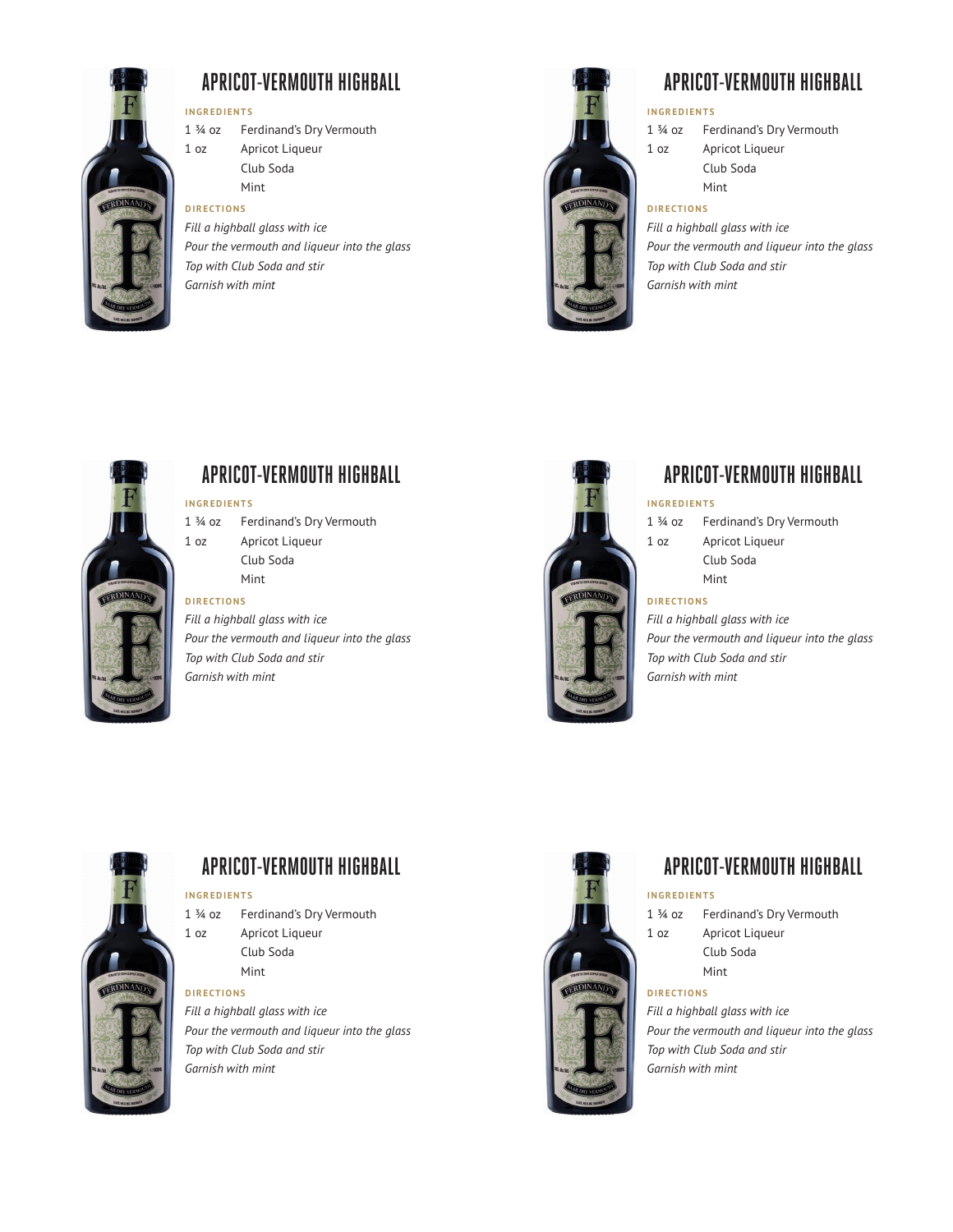## APRICOT-VERMOUTH HIGHBALL

**INGREDIENTS**

| | |
|---|---|
| 1 ¾ oz | Ferdinand's Dry Vermouth |
| 1 oz | Apricot Liqueur |
| | Club Soda |
| | Mint |

**DIRECTIONS**

*Fill a highball glass with ice*
*Pour the vermouth and liqueur into the glass*
*Top with Club Soda and stir*
*Garnish with mint*

## APRICOT-VERMOUTH HIGHBALL

**INGREDIENTS**

| | |
|---|---|
| 1 ¾ oz | Ferdinand's Dry Vermouth |
| 1 oz | Apricot Liqueur |
| | Club Soda |
| | Mint |

**DIRECTIONS**

*Fill a highball glass with ice*
*Pour the vermouth and liqueur into the glass*
*Top with Club Soda and stir*
*Garnish with mint*

## APRICOT-VERMOUTH HIGHBALL

**INGREDIENTS**

| | |
|---|---|
| 1 ¾ oz | Ferdinand's Dry Vermouth |
| 1 oz | Apricot Liqueur |
| | Club Soda |
| | Mint |

**DIRECTIONS**

*Fill a highball glass with ice*
*Pour the vermouth and liqueur into the glass*
*Top with Club Soda and stir*
*Garnish with mint*

## APRICOT-VERMOUTH HIGHBALL

**INGREDIENTS**

| | |
|---|---|
| 1 ¾ oz | Ferdinand's Dry Vermouth |
| 1 oz | Apricot Liqueur |
| | Club Soda |
| | Mint |

**DIRECTIONS**

*Fill a highball glass with ice*
*Pour the vermouth and liqueur into the glass*
*Top with Club Soda and stir*
*Garnish with mint*

## APRICOT-VERMOUTH HIGHBALL

**INGREDIENTS**

| | |
|---|---|
| 1 ¾ oz | Ferdinand's Dry Vermouth |
| 1 oz | Apricot Liqueur |
| | Club Soda |
| | Mint |

**DIRECTIONS**

*Fill a highball glass with ice*
*Pour the vermouth and liqueur into the glass*
*Top with Club Soda and stir*
*Garnish with mint*

## APRICOT-VERMOUTH HIGHBALL

**INGREDIENTS**

| | |
|---|---|
| 1 ¾ oz | Ferdinand's Dry Vermouth |
| 1 oz | Apricot Liqueur |
| | Club Soda |
| | Mint |

**DIRECTIONS**

*Fill a highball glass with ice*
*Pour the vermouth and liqueur into the glass*
*Top with Club Soda and stir*
*Garnish with mint*